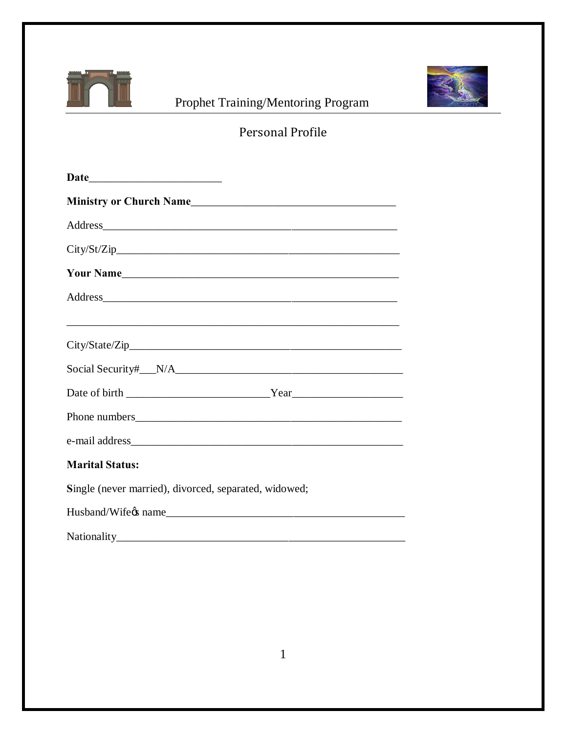Prophet Training/Mentoring Program

# Personal Profile

**Date**________________________

**Ministry or Church Name**_____________________________________

Address_____________________________________________________

City/St/Zip___________________________________________________

**Your Name**__________________________________________________

Address_____________________________________________________

____________________________________________________________

City/State/Zip_________________________________________________

Social Security#___N/A__________________________________________

Date of birth __________________________Year____________________

Phone numbers________________________________________________

e-mail address_________________________________________________

**Marital Status:**

**S**ingle (never married), divorced, separated, widowed;

Husband/Wifeǿs name____________________________________________

Nationality____________________________________________________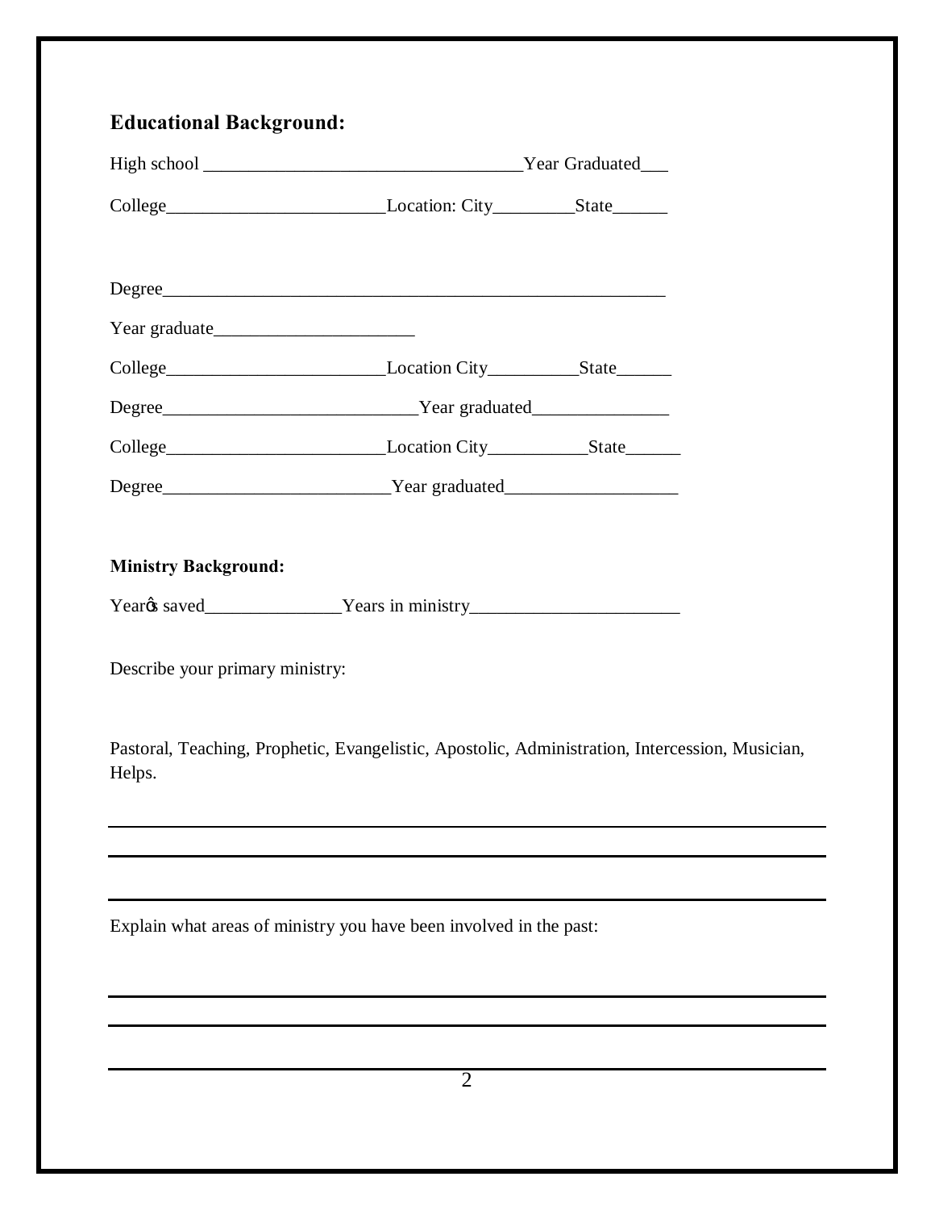**Educational Background:**

High school ___________________________________Year Graduated___

College________________________Location: City_________State______

Degree_______________________________________________________

Year graduate______________________

College________________________Location City__________State______

Degree____________________________Year graduated_______________

College________________________Location City___________State______

Degree_________________________Year graduated___________________

**Ministry Background:**

Yearῼs saved_______________Years in ministry_______________________

Describe your primary ministry:

Pastoral, Teaching, Prophetic, Evangelistic, Apostolic, Administration, Intercession, Musician, Helps.

______________________________________________________________

______________________________________________________________

______________________________________________________________

Explain what areas of ministry you have been involved in the past:

______________________________________________________________

______________________________________________________________

______________________________________________________________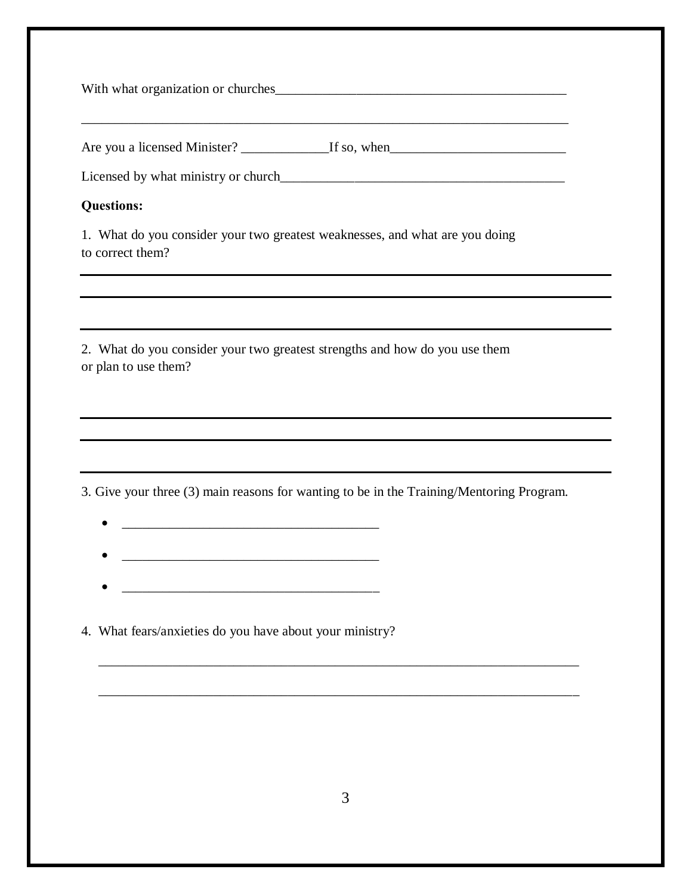With what organization or churches___________________________________________

_____________________________________________________________________________

Are you a licensed Minister? _____________If so, when__________________________

Licensed by what ministry or church____________________________________________

**Questions:**

1. What do you consider your two greatest weaknesses, and what are you doing to correct them?

_____________________________________________________________________________

_____________________________________________________________________________

_____________________________________________________________________________

2. What do you consider your two greatest strengths and how do you use them or plan to use them?

_____________________________________________________________________________

_____________________________________________________________________________

_____________________________________________________________________________

3. Give your three (3) main reasons for wanting to be in the Training/Mentoring Program.

- ______________________________________
- ______________________________________
- ______________________________________

4. What fears/anxieties do you have about your ministry?

_____________________________________________________________________________

_____________________________________________________________________________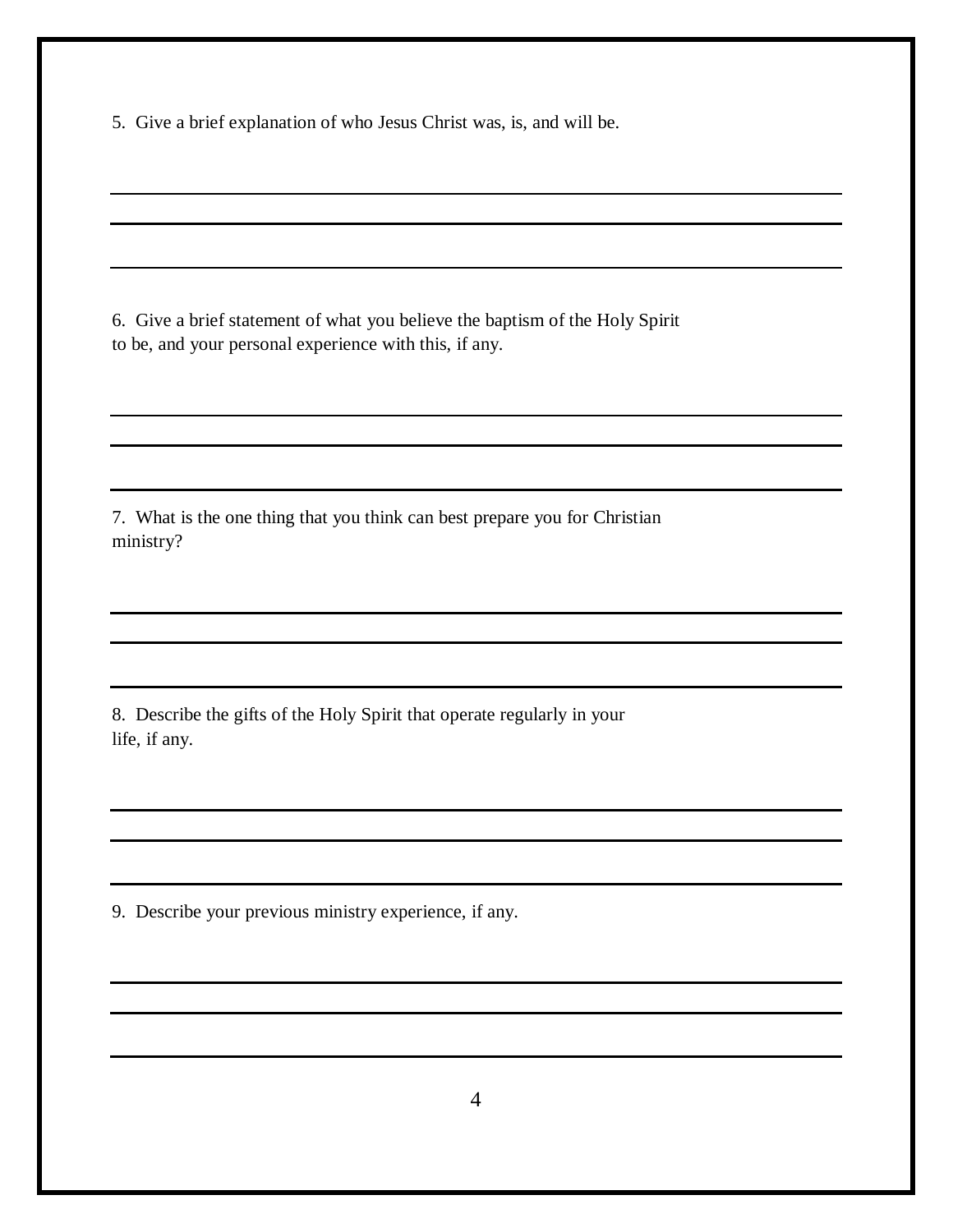5. Give a brief explanation of who Jesus Christ was, is, and will be.

6. Give a brief statement of what you believe the baptism of the Holy Spirit to be, and your personal experience with this, if any.

7. What is the one thing that you think can best prepare you for Christian ministry?

8. Describe the gifts of the Holy Spirit that operate regularly in your life, if any.

9. Describe your previous ministry experience, if any.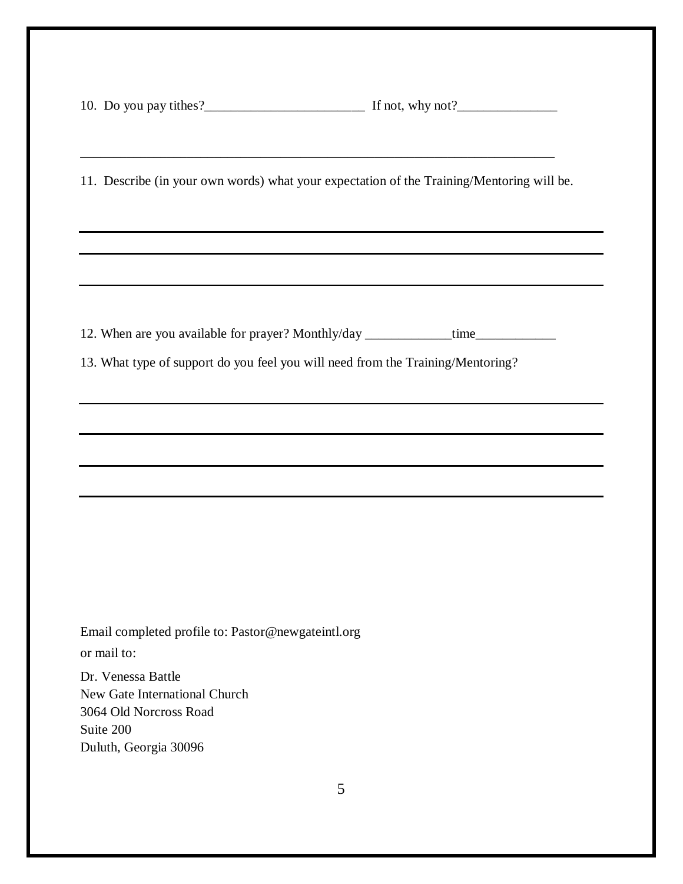10. Do you pay tithes?________________________ If not, why not?_______________

_________________________________________________________________________

11. Describe (in your own words) what your expectation of the Training/Mentoring will be.

_________________________________________________________________________

_________________________________________________________________________

_________________________________________________________________________

12. When are you available for prayer? Monthly/day _____________time____________

13. What type of support do you feel you will need from the Training/Mentoring?

_________________________________________________________________________

_________________________________________________________________________

_________________________________________________________________________

_________________________________________________________________________

Email completed profile to: Pastor@newgateintl.org

or mail to:

Dr. Venessa Battle
New Gate International Church
3064 Old Norcross Road
Suite 200
Duluth, Georgia 30096